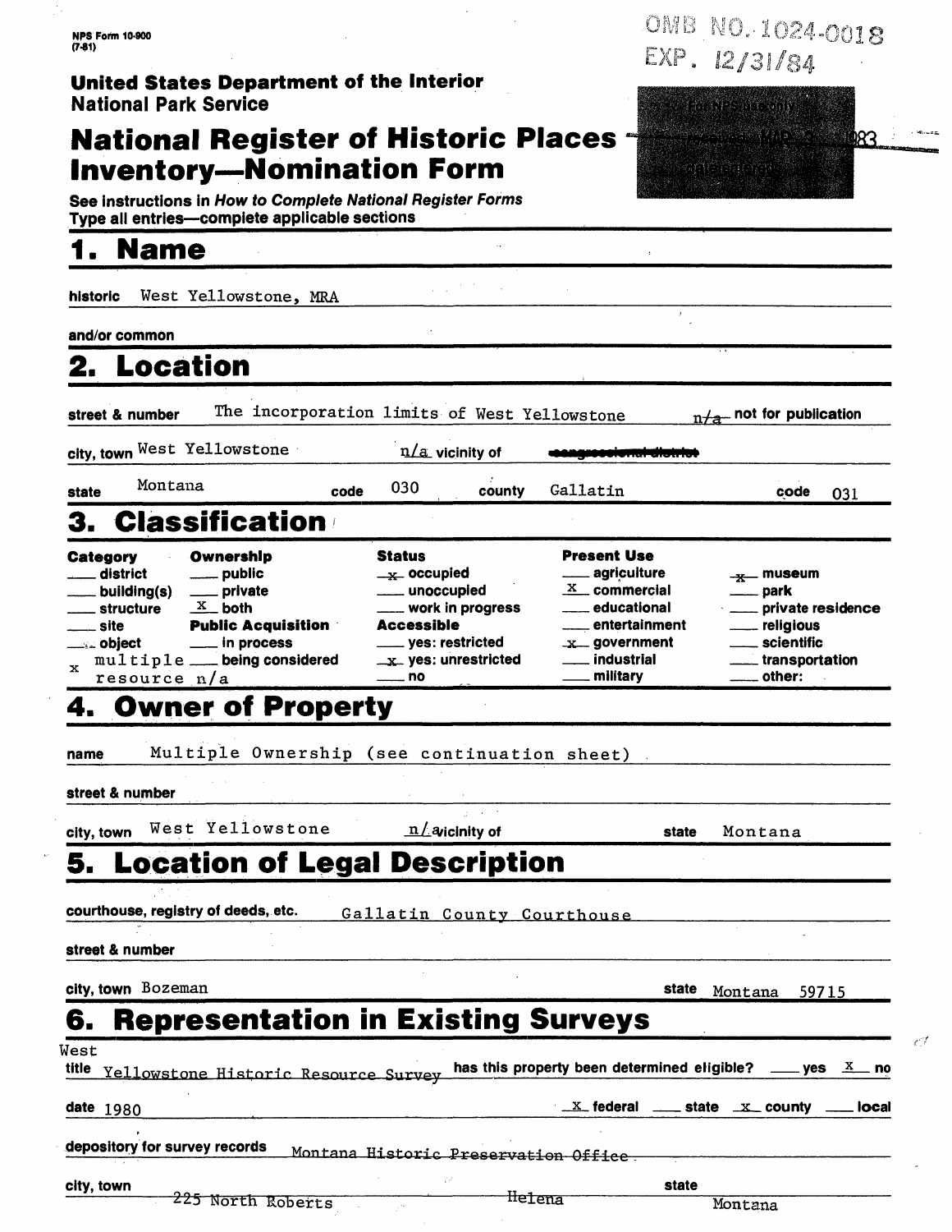NPS Form 10-900
(7-81)

OMB NO. 1024-0018
EXP. 12/31/84

**United States Department of the Interior**
**National Park Service**

For NPS use only
received MAR 3 1983
date entered

# National Register of Historic Places Inventory—Nomination Form

See instructions in *How to Complete National Register Forms*
Type all entries—complete applicable sections

## 1. Name

historic West Yellowstone, MRA

and/or common

## 2. Location

street & number The incorporation limits of West Yellowstone n/a not for publication

city, town West Yellowstone n/a vicinity of ~~congressional district~~

state Montana code 030 county Gallatin code 031

## 3. Classification

| Category | Ownership | Status | Present Use | |
|---|---|---|---|---|
| ___ district | ___ public | _x_ occupied | ___ agriculture | _x_ museum |
| ___ building(s) | ___ private | ___ unoccupied | _x_ commercial | ___ park |
| ___ structure | _x_ both | ___ work in progress | ___ educational | ___ private residence |
| ___ site | **Public Acquisition** | **Accessible** | ___ entertainment | ___ religious |
| ___ object | ___ in process | ___ yes: restricted | _x_ government | ___ scientific |
| x multiple resource | ___ being considered n/a | _x_ yes: unrestricted | ___ industrial | ___ transportation |
| | | ___ no | ___ military | ___ other: |

## 4. Owner of Property

name Multiple Ownership (see continuation sheet)

street & number

city, town West Yellowstone n/a vicinity of state Montana

## 5. Location of Legal Description

courthouse, registry of deeds, etc. Gallatin County Courthouse

street & number

city, town Bozeman state Montana 59715

## 6. Representation in Existing Surveys

title West Yellowstone Historic Resource Survey has this property been determined eligible? ___ yes _x_ no

date 1980 _x_ federal ___ state _x_ county ___ local

depository for survey records ~~Montana Historic Preservation Office~~

city, town ~~225 North Roberts~~ ~~Helena~~ state Montana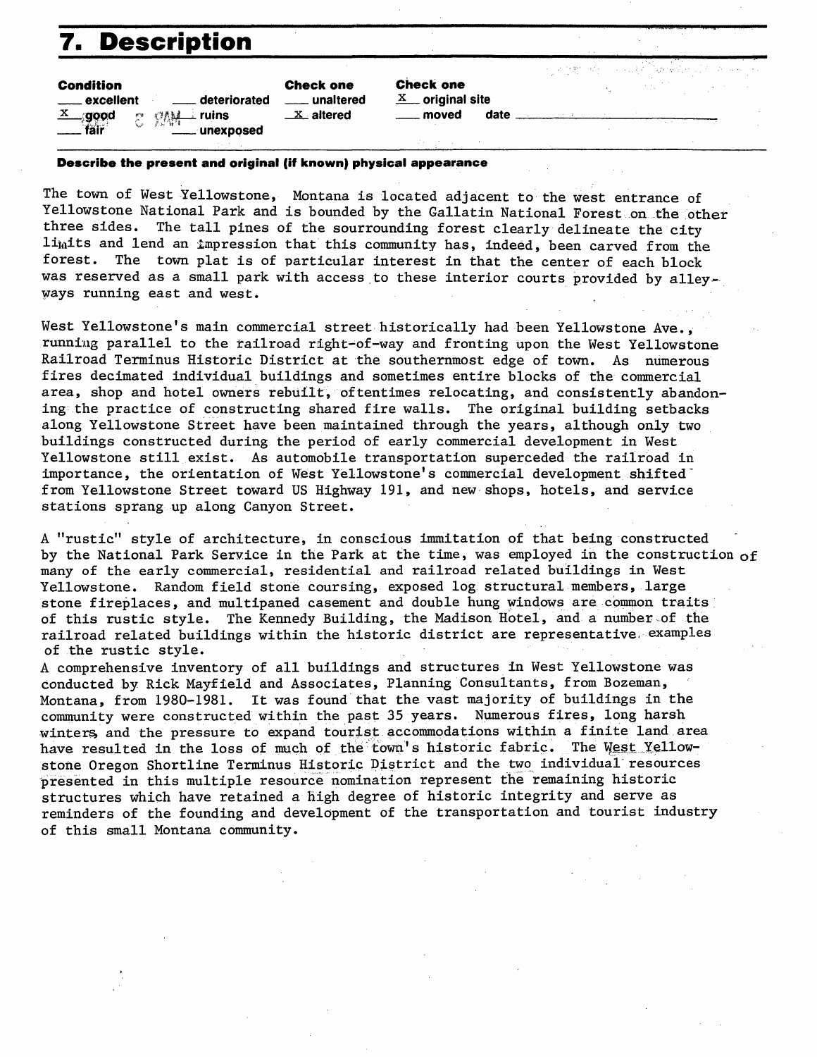# 7. Description

| Condition | | Check one | Check one |
|---|---|---|---|
| ___ excellent | ___ deteriorated | ___ unaltered | X original site |
| X good | ___ ruins | X altered | ___ moved date ___ |
| ___ fair | ___ unexposed | | |

**Describe the present and original (if known) physical appearance**

The town of West Yellowstone, Montana is located adjacent to the west entrance of Yellowstone National Park and is bounded by the Gallatin National Forest on the other three sides. The tall pines of the sourrounding forest clearly delineate the city limits and lend an impression that this community has, indeed, been carved from the forest. The town plat is of particular interest in that the center of each block was reserved as a small park with access to these interior courts provided by alleyways running east and west.

West Yellowstone's main commercial street historically had been Yellowstone Ave., running parallel to the railroad right-of-way and fronting upon the West Yellowstone Railroad Terminus Historic District at the southernmost edge of town. As numerous fires decimated individual buildings and sometimes entire blocks of the commercial area, shop and hotel owners rebuilt, oftentimes relocating, and consistently abandoning the practice of constructing shared fire walls. The original building setbacks along Yellowstone Street have been maintained through the years, although only two buildings constructed during the period of early commercial development in West Yellowstone still exist. As automobile transportation superceded the railroad in importance, the orientation of West Yellowstone's commercial development shifted from Yellowstone Street toward US Highway 191, and new shops, hotels, and service stations sprang up along Canyon Street.

A "rustic" style of architecture, in conscious immitation of that being constructed by the National Park Service in the Park at the time, was employed in the construction of many of the early commercial, residential and railroad related buildings in West Yellowstone. Random field stone coursing, exposed log structural members, large stone fireplaces, and multipaned casement and double hung windows are common traits of this rustic style. The Kennedy Building, the Madison Hotel, and a number of the railroad related buildings within the historic district are representative examples of the rustic style.

A comprehensive inventory of all buildings and structures in West Yellowstone was conducted by Rick Mayfield and Associates, Planning Consultants, from Bozeman, Montana, from 1980-1981. It was found that the vast majority of buildings in the community were constructed within the past 35 years. Numerous fires, long harsh winters and the pressure to expand tourist accommodations within a finite land area have resulted in the loss of much of the town's historic fabric. The West Yellowstone Oregon Shortline Terminus Historic District and the two individual resources presented in this multiple resource nomination represent the remaining historic structures which have retained a high degree of historic integrity and serve as reminders of the founding and development of the transportation and tourist industry of this small Montana community.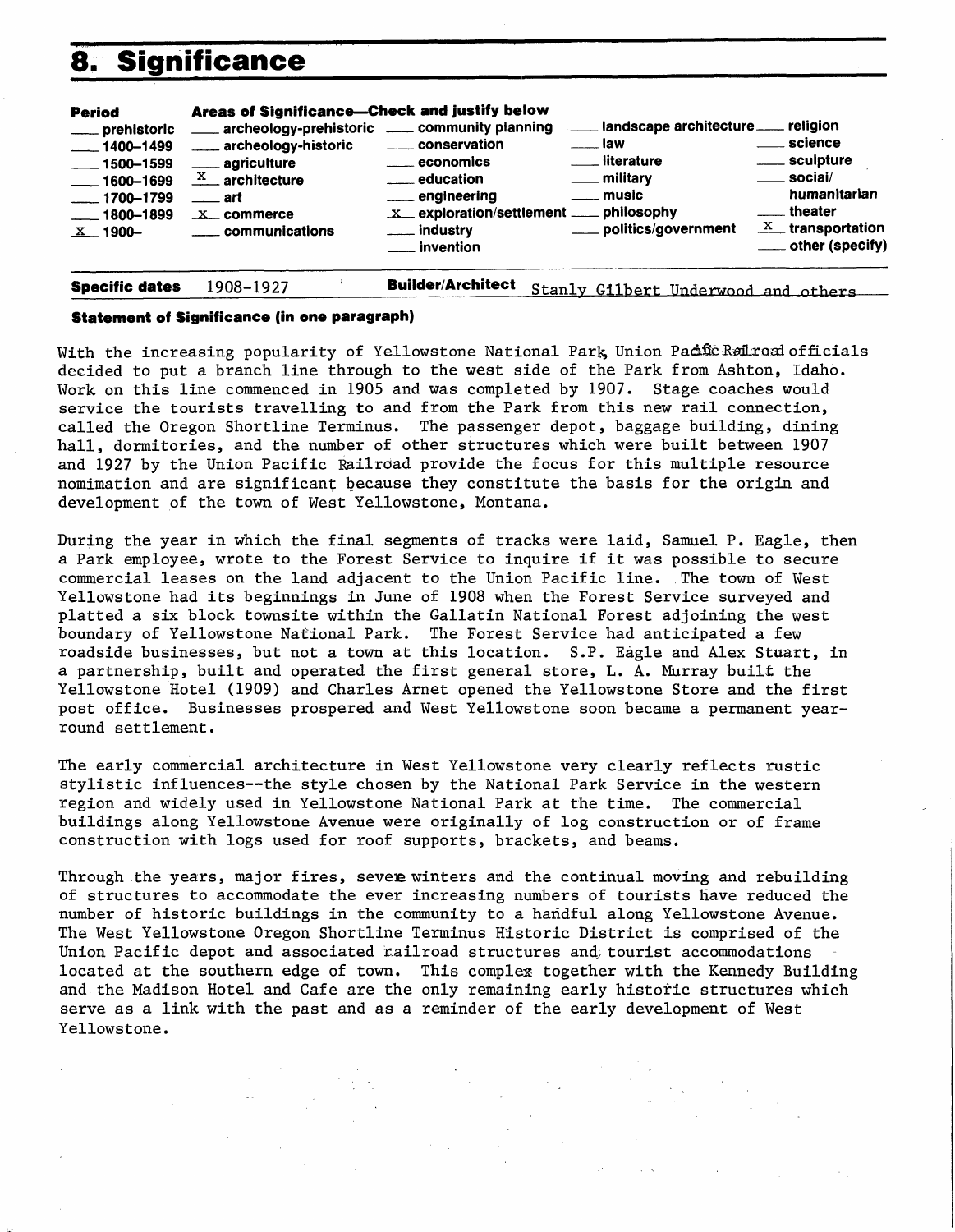# 8. Significance

| Period | Areas of Significance—Check and justify below | | | |
|---|---|---|---|---|
| ___ prehistoric | ___ archeology-prehistoric | ___ community planning | ___ landscape architecture | ___ religion |
| ___ 1400–1499 | ___ archeology-historic | ___ conservation | ___ law | ___ science |
| ___ 1500–1599 | ___ agriculture | ___ economics | ___ literature | ___ sculpture |
| ___ 1600–1699 | X architecture | ___ education | ___ military | ___ social/ humanitarian |
| ___ 1700–1799 | ___ art | ___ engineering | ___ music | ___ theater |
| ___ 1800–1899 | X commerce | X exploration/settlement | ___ philosophy | X transportation |
| X 1900– | ___ communications | ___ industry | ___ politics/government | ___ other (specify) |
| | | ___ invention | | |

**Specific dates** 1908-1927 **Builder/Architect** Stanly Gilbert Underwood and others

**Statement of Significance (in one paragraph)**

With the increasing popularity of Yellowstone National Park, Union Pacific Railroad officials decided to put a branch line through to the west side of the Park from Ashton, Idaho. Work on this line commenced in 1905 and was completed by 1907. Stage coaches would service the tourists travelling to and from the Park from this new rail connection, called the Oregon Shortline Terminus. The passenger depot, baggage building, dining hall, dormitories, and the number of other structures which were built between 1907 and 1927 by the Union Pacific Railroad provide the focus for this multiple resource nomimation and are significant because they constitute the basis for the origin and development of the town of West Yellowstone, Montana.

During the year in which the final segments of tracks were laid, Samuel P. Eagle, then a Park employee, wrote to the Forest Service to inquire if it was possible to secure commercial leases on the land adjacent to the Union Pacific line. The town of West Yellowstone had its beginnings in June of 1908 when the Forest Service surveyed and platted a six block townsite within the Gallatin National Forest adjoining the west boundary of Yellowstone National Park. The Forest Service had anticipated a few roadside businesses, but not a town at this location. S.P. Eagle and Alex Stuart, in a partnership, built and operated the first general store, L. A. Murray built the Yellowstone Hotel (1909) and Charles Arnet opened the Yellowstone Store and the first post office. Businesses prospered and West Yellowstone soon became a permanent year-round settlement.

The early commercial architecture in West Yellowstone very clearly reflects rustic stylistic influences--the style chosen by the National Park Service in the western region and widely used in Yellowstone National Park at the time. The commercial buildings along Yellowstone Avenue were originally of log construction or of frame construction with logs used for roof supports, brackets, and beams.

Through the years, major fires, severe winters and the continual moving and rebuilding of structures to accommodate the ever increasing numbers of tourists have reduced the number of historic buildings in the community to a handful along Yellowstone Avenue. The West Yellowstone Oregon Shortline Terminus Historic District is comprised of the Union Pacific depot and associated railroad structures and tourist accommodations located at the southern edge of town. This complex together with the Kennedy Building and the Madison Hotel and Cafe are the only remaining early historic structures which serve as a link with the past and as a reminder of the early development of West Yellowstone.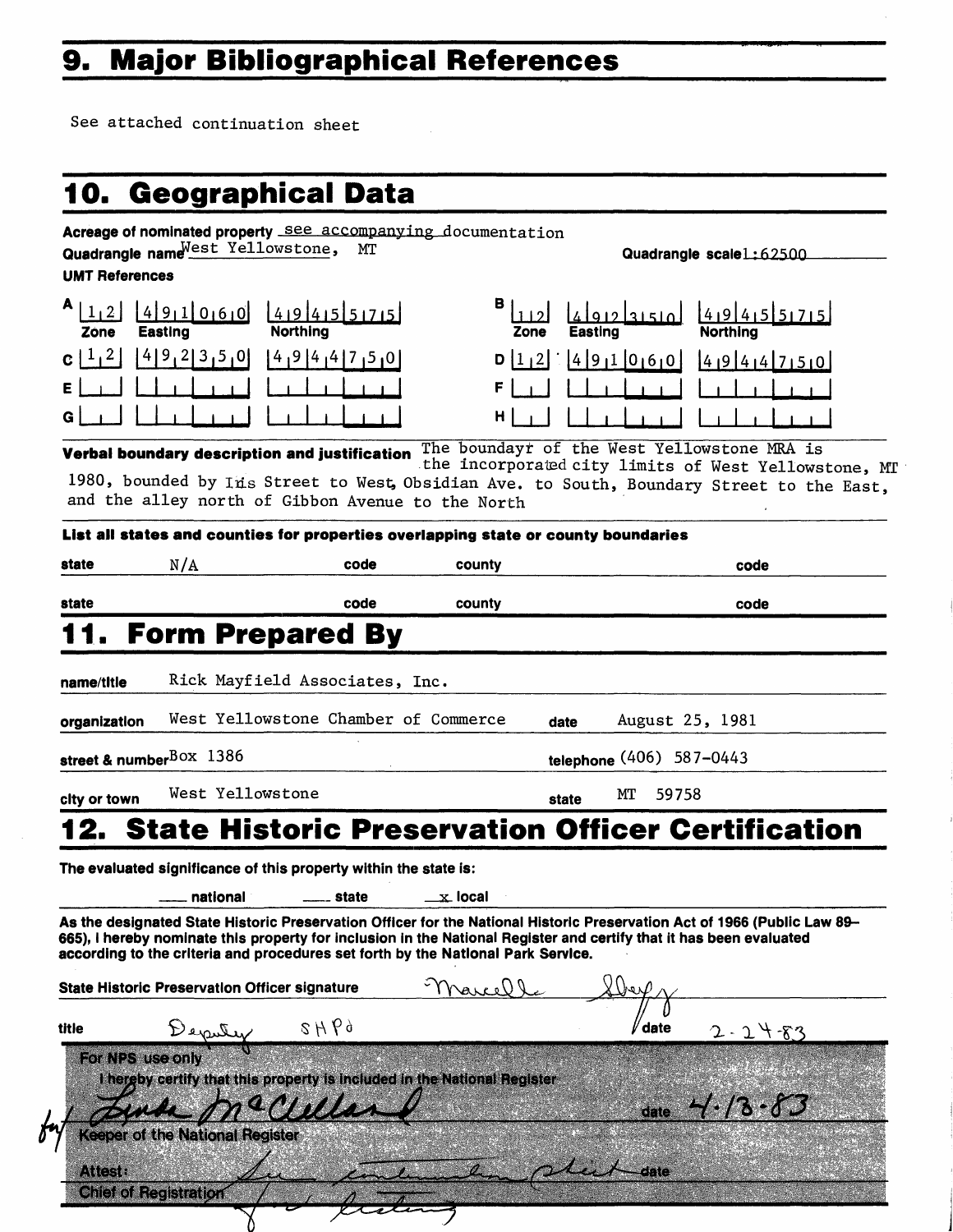## 9. Major Bibliographical References

See attached continuation sheet

## 10. Geographical Data

**Acreage of nominated property** see accompanying documentation

**Quadrangle name** West Yellowstone, MT **Quadrangle scale** 1:62500

**UMT References**

| | Zone | Easting | Northing | | Zone | Easting | Northing |
|---|---|---|---|---|---|---|---|
| A | 12 | 491060 | 4945575 | B | 12 | 492350 | 4945575 |
| C | 12 | 492350 | 4944750 | D | 12 | 491060 | 4944750 |
| E | | | | F | | | |
| G | | | | H | | | |

**Verbal boundary description and justification** The boundayr of the West Yellowstone MRA is the incorporated city limits of West Yellowstone, MT 1980, bounded by Iris Street to West, Obsidian Ave. to South, Boundary Street to the East, and the alley north of Gibbon Avenue to the North

**List all states and counties for properties overlapping state or county boundaries**

| state | code | county | code |
|---|---|---|---|
| N/A | | | |
| | | | |

## 11. Form Prepared By

**name/title** Rick Mayfield Associates, Inc.

**organization** West Yellowstone Chamber of Commerce **date** August 25, 1981

**street & number** Box 1386 **telephone** (406) 587-0443

**city or town** West Yellowstone **state** MT 59758

## 12. State Historic Preservation Officer Certification

**The evaluated significance of this property within the state is:**

___ national ___ state _x_ local

As the designated State Historic Preservation Officer for the National Historic Preservation Act of 1966 (Public Law 89–665), I hereby nominate this property for inclusion in the National Register and certify that it has been evaluated according to the criteria and procedures set forth by the National Park Service.

**State Historic Preservation Officer signature** Marcella Sherfy

**title** Deputy SHPO **date** 2-24-83

**For NPS use only**

I hereby certify that this property is included in the National Register

for Linda McClelland **date** 4-13-83

Keeper of the National Register

**Attest:** See continuation sheet for listing **date**

Chief of Registration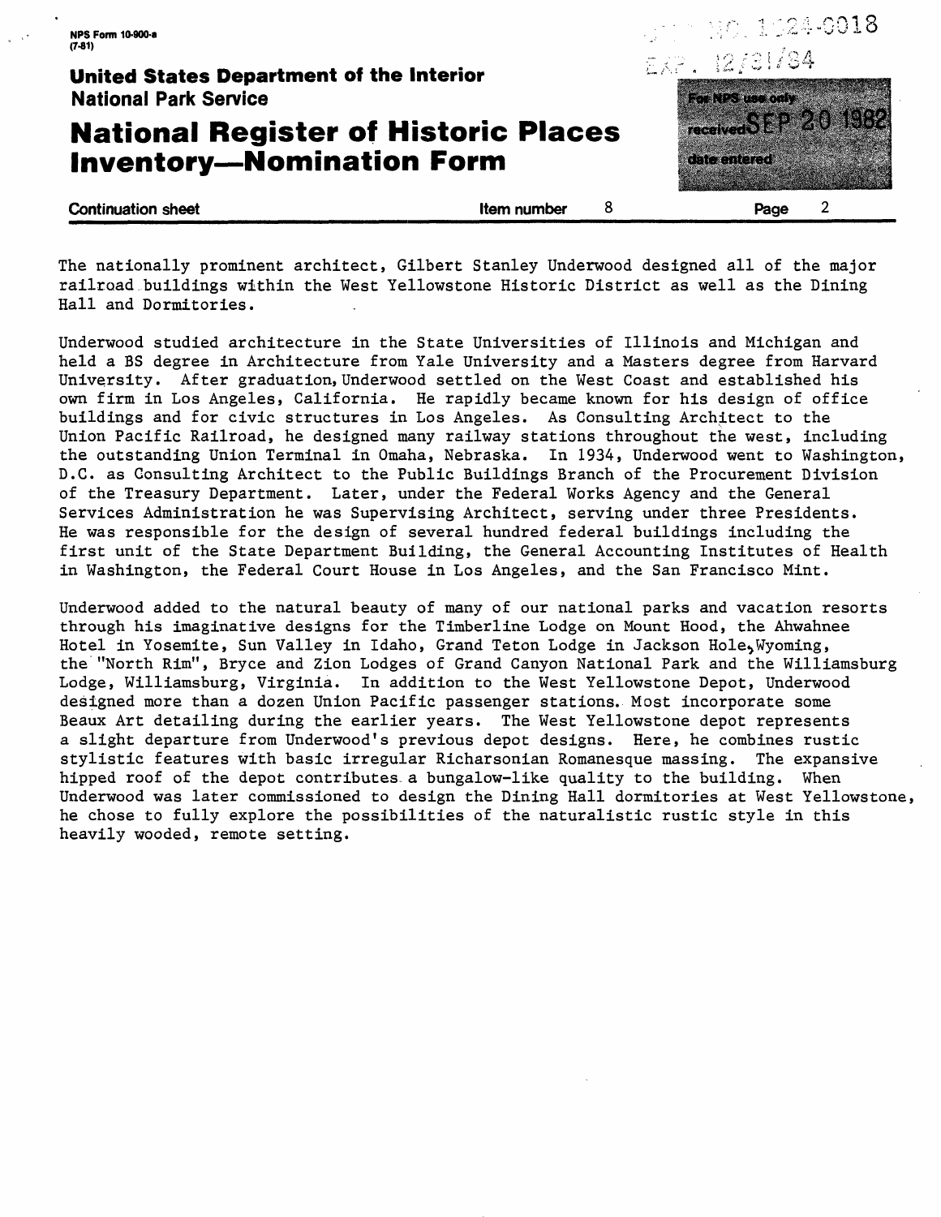The nationally prominent architect, Gilbert Stanley Underwood designed all of the major railroad buildings within the West Yellowstone Historic District as well as the Dining Hall and Dormitories.

Underwood studied architecture in the State Universities of Illinois and Michigan and held a BS degree in Architecture from Yale University and a Masters degree from Harvard University. After graduation, Underwood settled on the West Coast and established his own firm in Los Angeles, California. He rapidly became known for his design of office buildings and for civic structures in Los Angeles. As Consulting Architect to the Union Pacific Railroad, he designed many railway stations throughout the west, including the outstanding Union Terminal in Omaha, Nebraska. In 1934, Underwood went to Washington, D.C. as Consulting Architect to the Public Buildings Branch of the Procurement Division of the Treasury Department. Later, under the Federal Works Agency and the General Services Administration he was Supervising Architect, serving under three Presidents. He was responsible for the design of several hundred federal buildings including the first unit of the State Department Building, the General Accounting Institutes of Health in Washington, the Federal Court House in Los Angeles, and the San Francisco Mint.

Underwood added to the natural beauty of many of our national parks and vacation resorts through his imaginative designs for the Timberline Lodge on Mount Hood, the Ahwahnee Hotel in Yosemite, Sun Valley in Idaho, Grand Teton Lodge in Jackson Hole, Wyoming, the "North Rim", Bryce and Zion Lodges of Grand Canyon National Park and the Williamsburg Lodge, Williamsburg, Virginia. In addition to the West Yellowstone Depot, Underwood designed more than a dozen Union Pacific passenger stations. Most incorporate some Beaux Art detailing during the earlier years. The West Yellowstone depot represents a slight departure from Underwood's previous depot designs. Here, he combines rustic stylistic features with basic irregular Richarsonian Romanesque massing. The expansive hipped roof of the depot contributes a bungalow-like quality to the building. When Underwood was later commissioned to design the Dining Hall dormitories at West Yellowstone, he chose to fully explore the possibilities of the naturalistic rustic style in this heavily wooded, remote setting.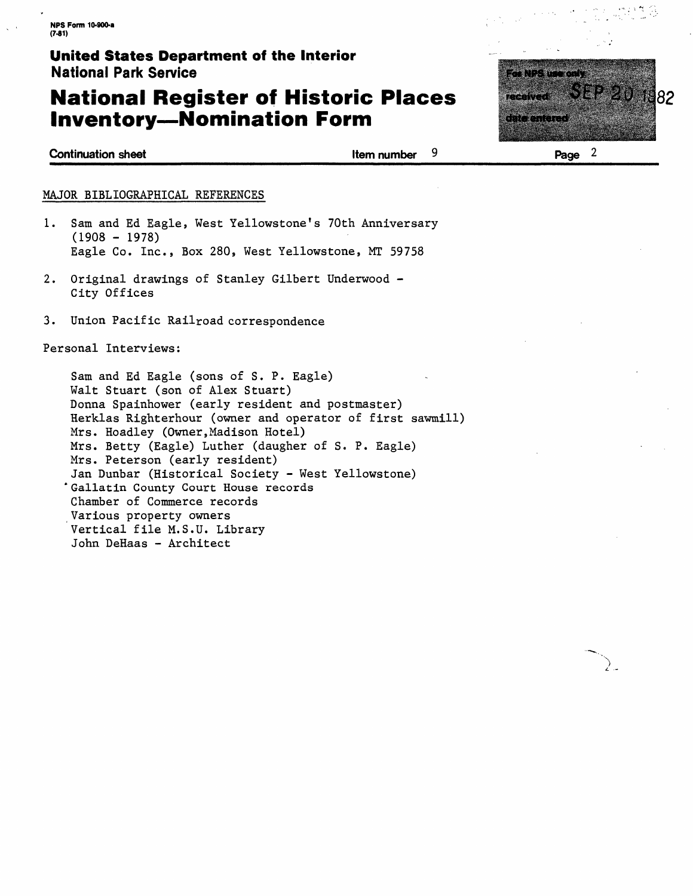NPS Form 10-900-a
(7-81)

**United States Department of the Interior**
**National Park Service**

# National Register of Historic Places Inventory—Nomination Form

For NPS use only
received SEP 20 1982
date entered

**Continuation sheet** **Item number** 9 **Page** 2

MAJOR BIBLIOGRAPHICAL REFERENCES

1. Sam and Ed Eagle, West Yellowstone's 70th Anniversary (1908 - 1978)
   Eagle Co. Inc., Box 280, West Yellowstone, MT 59758

2. Original drawings of Stanley Gilbert Underwood - City Offices

3. Union Pacific Railroad correspondence

Personal Interviews:

Sam and Ed Eagle (sons of S. P. Eagle)
Walt Stuart (son of Alex Stuart)
Donna Spainhower (early resident and postmaster)
Herklas Righterhour (owner and operator of first sawmill)
Mrs. Hoadley (Owner,Madison Hotel)
Mrs. Betty (Eagle) Luther (daugher of S. P. Eagle)
Mrs. Peterson (early resident)
Jan Dunbar (Historical Society - West Yellowstone)
Gallatin County Court House records
Chamber of Commerce records
Various property owners
Vertical file M.S.U. Library
John DeHaas - Architect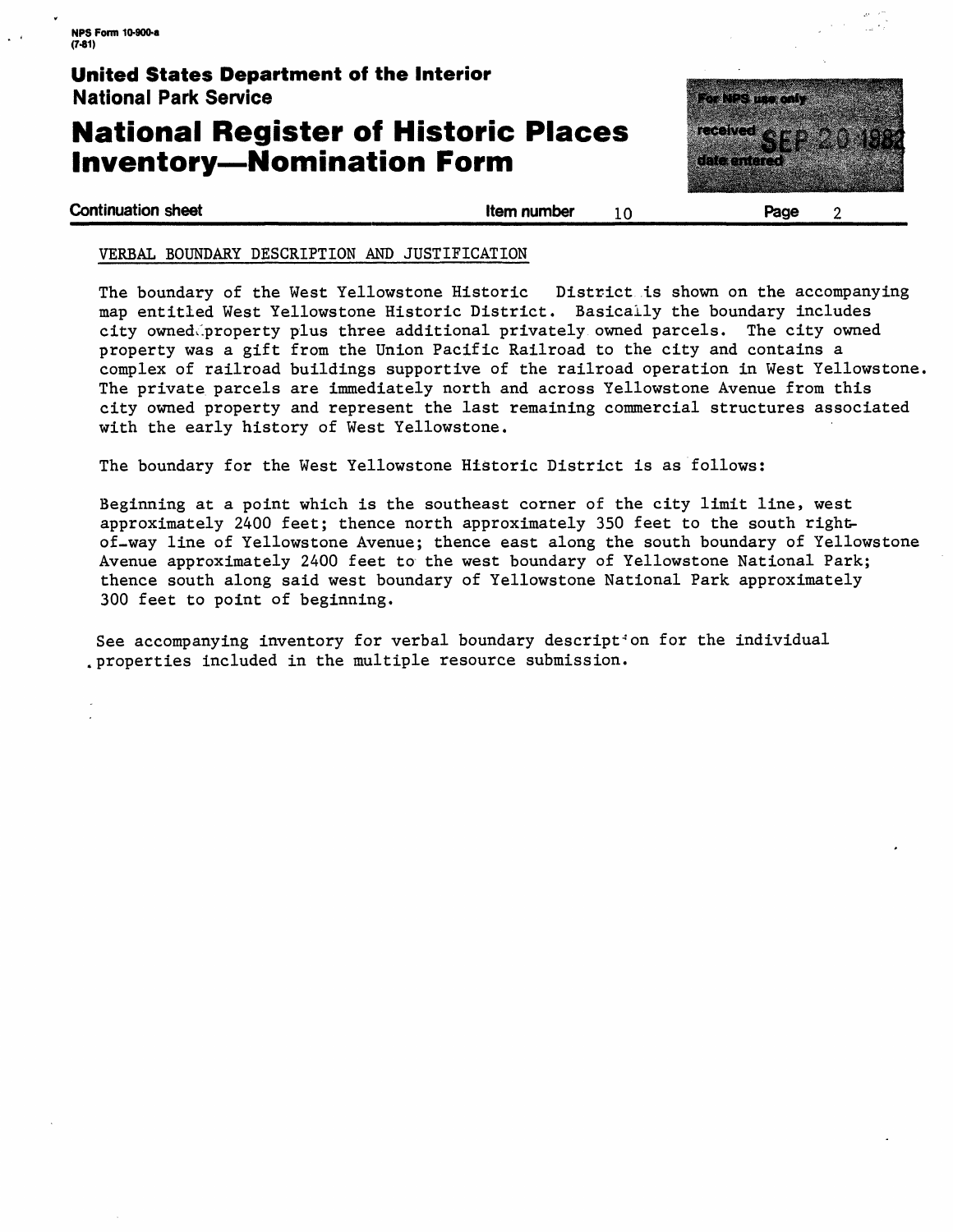NPS Form 10-900-a
(7-81)

**United States Department of the Interior**
**National Park Service**

# National Register of Historic Places Inventory—Nomination Form

For NPS use only
received SEP 20 1982
date entered

**Continuation sheet** | **Item number** 10 | **Page** 2

VERBAL BOUNDARY DESCRIPTION AND JUSTIFICATION

The boundary of the West Yellowstone Historic District is shown on the accompanying map entitled West Yellowstone Historic District. Basically the boundary includes city owned property plus three additional privately owned parcels. The city owned property was a gift from the Union Pacific Railroad to the city and contains a complex of railroad buildings supportive of the railroad operation in West Yellowstone. The private parcels are immediately north and across Yellowstone Avenue from this city owned property and represent the last remaining commercial structures associated with the early history of West Yellowstone.

The boundary for the West Yellowstone Historic District is as follows:

Beginning at a point which is the southeast corner of the city limit line, west approximately 2400 feet; thence north approximately 350 feet to the south right-of-way line of Yellowstone Avenue; thence east along the south boundary of Yellowstone Avenue approximately 2400 feet to the west boundary of Yellowstone National Park; thence south along said west boundary of Yellowstone National Park approximately 300 feet to point of beginning.

See accompanying inventory for verbal boundary description for the individual properties included in the multiple resource submission.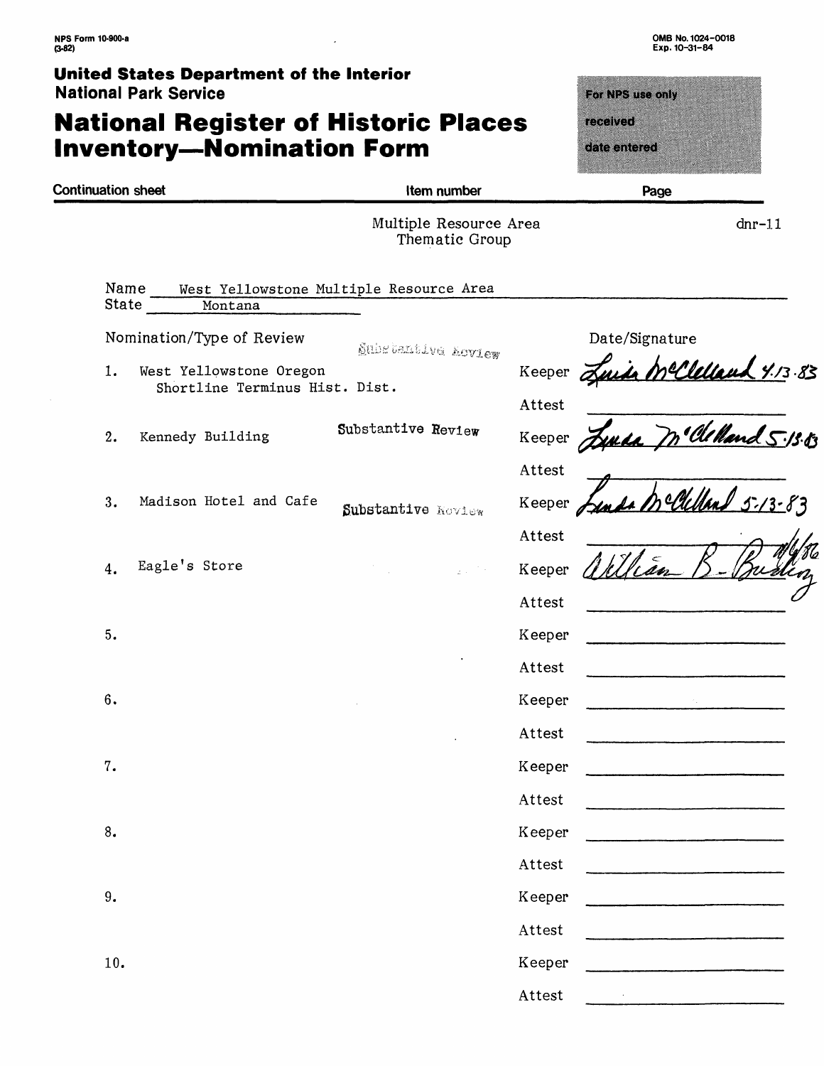NPS Form 10-900-a (3-82)

OMB No. 1024-0018
Exp. 10-31-84

**United States Department of the Interior**
**National Park Service**

# National Register of Historic Places Inventory—Nomination Form

For NPS use only
received
date entered

Continuation sheet | Item number | Page

Multiple Resource Area
Thematic Group

dnr-11

Name: West Yellowstone Multiple Resource Area
State: Montana

| Nomination/Type of Review | | | Date/Signature |
|---|---|---|---|
| 1. West Yellowstone Oregon Shortline Terminus Hist. Dist. | Substantive Review | Keeper | Linda McClelland 4.13.83 |
| | | Attest | |
| 2. Kennedy Building | Substantive Review | Keeper | Linda McClelland 5.13.83 |
| | | Attest | |
| 3. Madison Hotel and Cafe | Substantive Review | Keeper | Linda McClelland 5-13-83 |
| | | Attest | |
| 4. Eagle's Store | | Keeper | William B. Bushong 11/6/86 |
| | | Attest | |
| 5. | | Keeper | |
| | | Attest | |
| 6. | | Keeper | |
| | | Attest | |
| 7. | | Keeper | |
| | | Attest | |
| 8. | | Keeper | |
| | | Attest | |
| 9. | | Keeper | |
| | | Attest | |
| 10. | | Keeper | |
| | | Attest | |